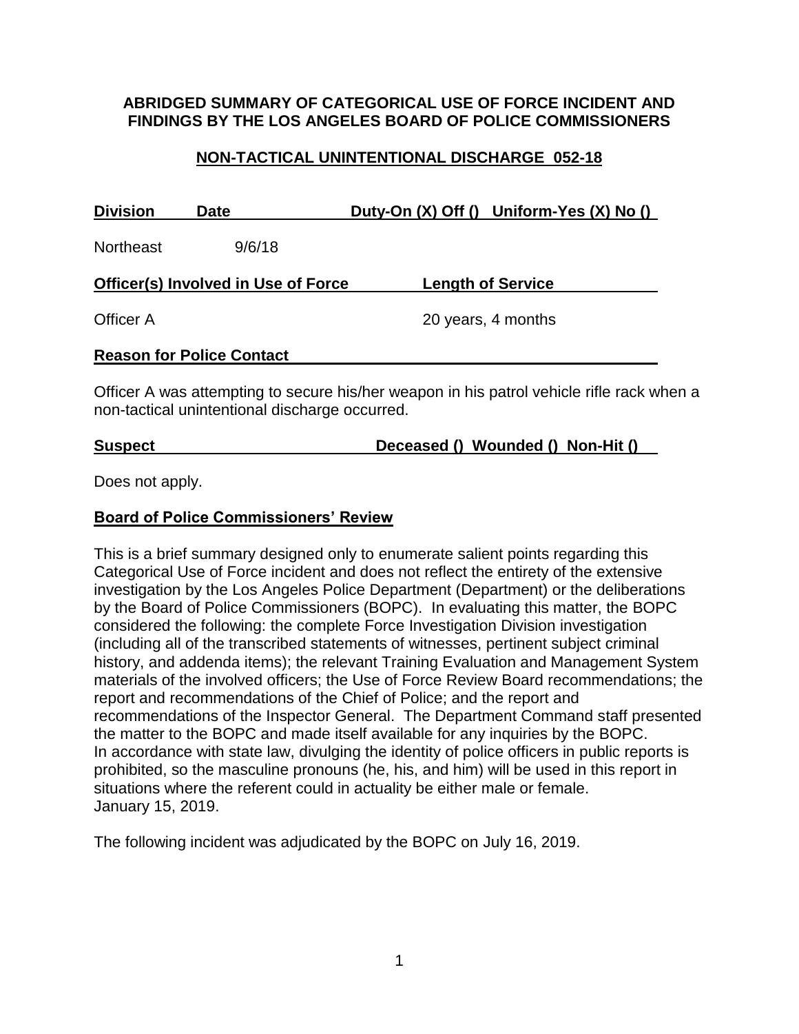**ABRIDGED SUMMARY OF CATEGORICAL USE OF FORCE INCIDENT AND FINDINGS BY THE LOS ANGELES BOARD OF POLICE COMMISSIONERS**

**NON-TACTICAL UNINTENTIONAL DISCHARGE 052-18**

| **Division** | **Date** | **Duty-On (X) Off ()** | **Uniform-Yes (X) No ()** |
|---|---|---|---|
| Northeast | 9/6/18 | | |

| **Officer(s) Involved in Use of Force** | **Length of Service** |
|---|---|
| Officer A | 20 years, 4 months |

**Reason for Police Contact**

Officer A was attempting to secure his/her weapon in his patrol vehicle rifle rack when a non-tactical unintentional discharge occurred.

| **Suspect** | **Deceased () Wounded () Non-Hit ()** |
|---|---|

Does not apply.

**Board of Police Commissioners' Review**

This is a brief summary designed only to enumerate salient points regarding this Categorical Use of Force incident and does not reflect the entirety of the extensive investigation by the Los Angeles Police Department (Department) or the deliberations by the Board of Police Commissioners (BOPC). In evaluating this matter, the BOPC considered the following: the complete Force Investigation Division investigation (including all of the transcribed statements of witnesses, pertinent subject criminal history, and addenda items); the relevant Training Evaluation and Management System materials of the involved officers; the Use of Force Review Board recommendations; the report and recommendations of the Chief of Police; and the report and recommendations of the Inspector General. The Department Command staff presented the matter to the BOPC and made itself available for any inquiries by the BOPC. In accordance with state law, divulging the identity of police officers in public reports is prohibited, so the masculine pronouns (he, his, and him) will be used in this report in situations where the referent could in actuality be either male or female. January 15, 2019.

The following incident was adjudicated by the BOPC on July 16, 2019.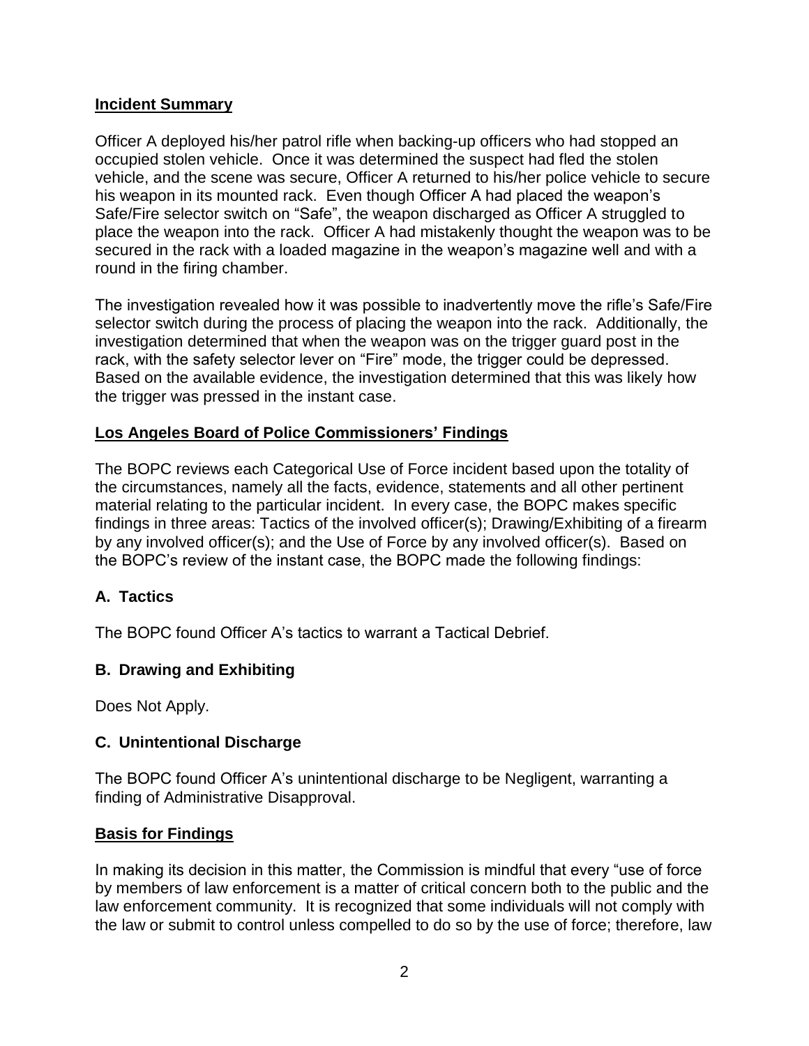**Incident Summary**

Officer A deployed his/her patrol rifle when backing-up officers who had stopped an occupied stolen vehicle. Once it was determined the suspect had fled the stolen vehicle, and the scene was secure, Officer A returned to his/her police vehicle to secure his weapon in its mounted rack. Even though Officer A had placed the weapon's Safe/Fire selector switch on "Safe", the weapon discharged as Officer A struggled to place the weapon into the rack. Officer A had mistakenly thought the weapon was to be secured in the rack with a loaded magazine in the weapon's magazine well and with a round in the firing chamber.

The investigation revealed how it was possible to inadvertently move the rifle's Safe/Fire selector switch during the process of placing the weapon into the rack. Additionally, the investigation determined that when the weapon was on the trigger guard post in the rack, with the safety selector lever on "Fire" mode, the trigger could be depressed. Based on the available evidence, the investigation determined that this was likely how the trigger was pressed in the instant case.

**Los Angeles Board of Police Commissioners' Findings**

The BOPC reviews each Categorical Use of Force incident based upon the totality of the circumstances, namely all the facts, evidence, statements and all other pertinent material relating to the particular incident. In every case, the BOPC makes specific findings in three areas: Tactics of the involved officer(s); Drawing/Exhibiting of a firearm by any involved officer(s); and the Use of Force by any involved officer(s). Based on the BOPC's review of the instant case, the BOPC made the following findings:

### A. Tactics

The BOPC found Officer A's tactics to warrant a Tactical Debrief.

### B. Drawing and Exhibiting

Does Not Apply.

### C. Unintentional Discharge

The BOPC found Officer A's unintentional discharge to be Negligent, warranting a finding of Administrative Disapproval.

**Basis for Findings**

In making its decision in this matter, the Commission is mindful that every "use of force by members of law enforcement is a matter of critical concern both to the public and the law enforcement community. It is recognized that some individuals will not comply with the law or submit to control unless compelled to do so by the use of force; therefore, law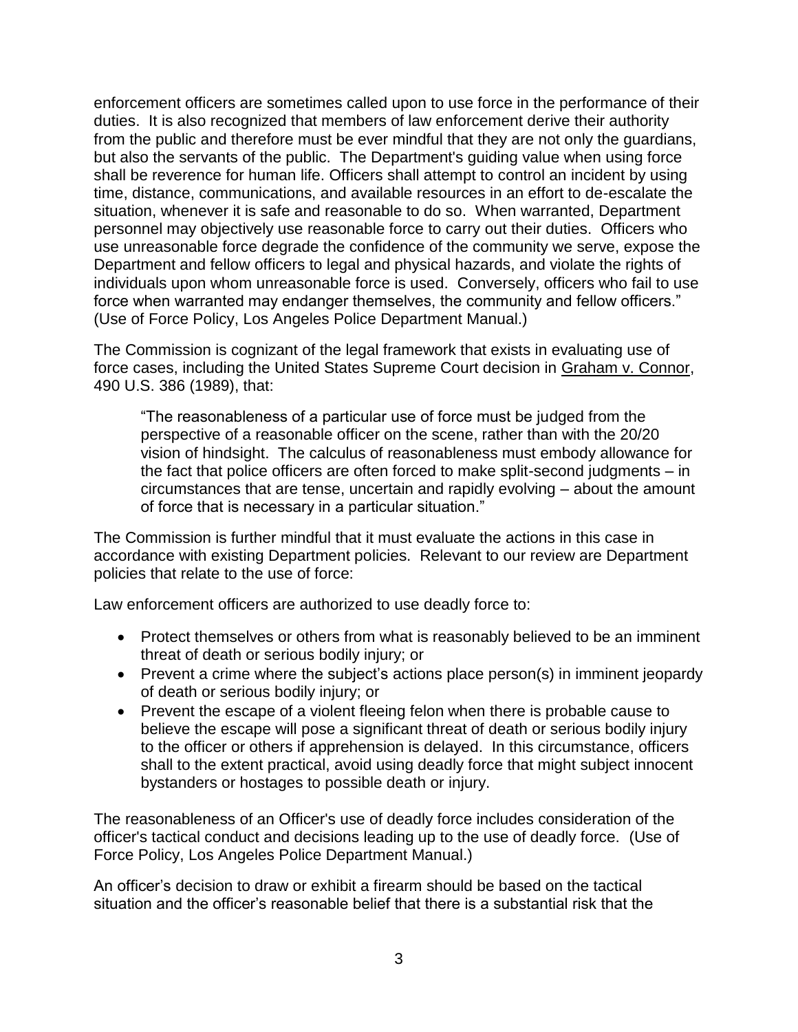enforcement officers are sometimes called upon to use force in the performance of their duties. It is also recognized that members of law enforcement derive their authority from the public and therefore must be ever mindful that they are not only the guardians, but also the servants of the public. The Department's guiding value when using force shall be reverence for human life. Officers shall attempt to control an incident by using time, distance, communications, and available resources in an effort to de-escalate the situation, whenever it is safe and reasonable to do so. When warranted, Department personnel may objectively use reasonable force to carry out their duties. Officers who use unreasonable force degrade the confidence of the community we serve, expose the Department and fellow officers to legal and physical hazards, and violate the rights of individuals upon whom unreasonable force is used. Conversely, officers who fail to use force when warranted may endanger themselves, the community and fellow officers." (Use of Force Policy, Los Angeles Police Department Manual.)

The Commission is cognizant of the legal framework that exists in evaluating use of force cases, including the United States Supreme Court decision in Graham v. Connor, 490 U.S. 386 (1989), that:

> "The reasonableness of a particular use of force must be judged from the perspective of a reasonable officer on the scene, rather than with the 20/20 vision of hindsight. The calculus of reasonableness must embody allowance for the fact that police officers are often forced to make split-second judgments – in circumstances that are tense, uncertain and rapidly evolving – about the amount of force that is necessary in a particular situation."

The Commission is further mindful that it must evaluate the actions in this case in accordance with existing Department policies. Relevant to our review are Department policies that relate to the use of force:

Law enforcement officers are authorized to use deadly force to:

- Protect themselves or others from what is reasonably believed to be an imminent threat of death or serious bodily injury; or
- Prevent a crime where the subject's actions place person(s) in imminent jeopardy of death or serious bodily injury; or
- Prevent the escape of a violent fleeing felon when there is probable cause to believe the escape will pose a significant threat of death or serious bodily injury to the officer or others if apprehension is delayed. In this circumstance, officers shall to the extent practical, avoid using deadly force that might subject innocent bystanders or hostages to possible death or injury.

The reasonableness of an Officer's use of deadly force includes consideration of the officer's tactical conduct and decisions leading up to the use of deadly force. (Use of Force Policy, Los Angeles Police Department Manual.)

An officer's decision to draw or exhibit a firearm should be based on the tactical situation and the officer's reasonable belief that there is a substantial risk that the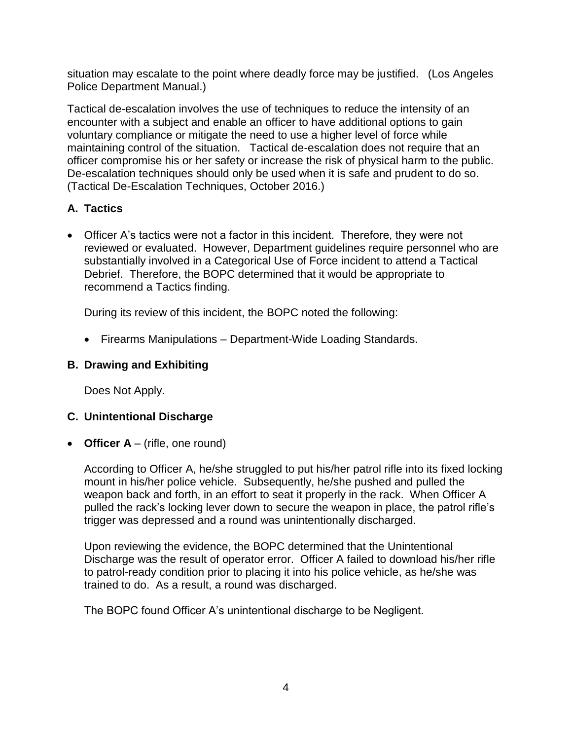situation may escalate to the point where deadly force may be justified. (Los Angeles Police Department Manual.)

Tactical de-escalation involves the use of techniques to reduce the intensity of an encounter with a subject and enable an officer to have additional options to gain voluntary compliance or mitigate the need to use a higher level of force while maintaining control of the situation. Tactical de-escalation does not require that an officer compromise his or her safety or increase the risk of physical harm to the public. De-escalation techniques should only be used when it is safe and prudent to do so. (Tactical De-Escalation Techniques, October 2016.)

## A. Tactics

- Officer A's tactics were not a factor in this incident. Therefore, they were not reviewed or evaluated. However, Department guidelines require personnel who are substantially involved in a Categorical Use of Force incident to attend a Tactical Debrief. Therefore, the BOPC determined that it would be appropriate to recommend a Tactics finding.

  During its review of this incident, the BOPC noted the following:

  - Firearms Manipulations – Department-Wide Loading Standards.

## B. Drawing and Exhibiting

Does Not Apply.

## C. Unintentional Discharge

- **Officer A** – (rifle, one round)

  According to Officer A, he/she struggled to put his/her patrol rifle into its fixed locking mount in his/her police vehicle. Subsequently, he/she pushed and pulled the weapon back and forth, in an effort to seat it properly in the rack. When Officer A pulled the rack's locking lever down to secure the weapon in place, the patrol rifle's trigger was depressed and a round was unintentionally discharged.

  Upon reviewing the evidence, the BOPC determined that the Unintentional Discharge was the result of operator error. Officer A failed to download his/her rifle to patrol-ready condition prior to placing it into his police vehicle, as he/she was trained to do. As a result, a round was discharged.

  The BOPC found Officer A's unintentional discharge to be Negligent.